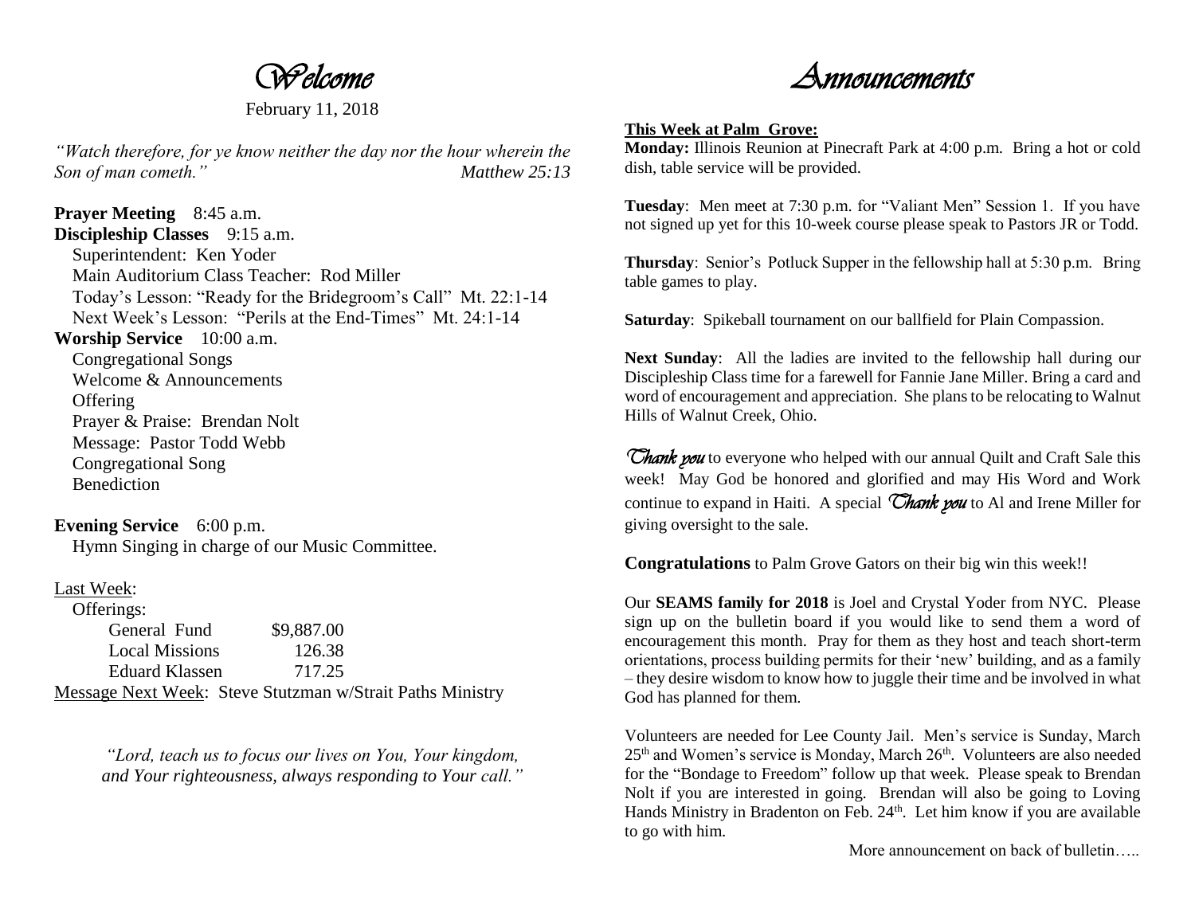# Welcome

February 11, 2018

*"Watch therefore, for ye know neither the day nor the hour wherein the Son of man cometh."* *Matthew 25:13*

**Prayer Meeting** 8:45 a.m.

**Discipleship Classes** 9:15 a.m.

- Superintendent: Ken Yoder
- Main Auditorium Class Teacher: Rod Miller
- Today's Lesson: "Ready for the Bridegroom's Call" Mt. 22:1-14
- Next Week's Lesson: "Perils at the End-Times" Mt. 24:1-14

**Worship Service** 10:00 a.m.

- Congregational Songs
- Welcome & Announcements
- Offering
- Prayer & Praise: Brendan Nolt
- Message: Pastor Todd Webb
- Congregational Song
- Benediction

**Evening Service** 6:00 p.m.

Hymn Singing in charge of our Music Committee.

Last Week:

Offerings:

| | |
|---|---|
| General Fund | $9,887.00 |
| Local Missions | 126.38 |
| Eduard Klassen | 717.25 |

Message Next Week: Steve Stutzman w/Strait Paths Ministry

*"Lord, teach us to focus our lives on You, Your kingdom, and Your righteousness, always responding to Your call."*

# Announcements

**This Week at Palm Grove:**

**Monday:** Illinois Reunion at Pinecraft Park at 4:00 p.m. Bring a hot or cold dish, table service will be provided.

**Tuesday**: Men meet at 7:30 p.m. for "Valiant Men" Session 1. If you have not signed up yet for this 10-week course please speak to Pastors JR or Todd.

**Thursday**: Senior's Potluck Supper in the fellowship hall at 5:30 p.m. Bring table games to play.

**Saturday**: Spikeball tournament on our ballfield for Plain Compassion.

**Next Sunday**: All the ladies are invited to the fellowship hall during our Discipleship Class time for a farewell for Fannie Jane Miller. Bring a card and word of encouragement and appreciation. She plans to be relocating to Walnut Hills of Walnut Creek, Ohio.

*Thank you* to everyone who helped with our annual Quilt and Craft Sale this week! May God be honored and glorified and may His Word and Work continue to expand in Haiti. A special *Thank you* to Al and Irene Miller for giving oversight to the sale.

**Congratulations** to Palm Grove Gators on their big win this week!!

Our **SEAMS family for 2018** is Joel and Crystal Yoder from NYC. Please sign up on the bulletin board if you would like to send them a word of encouragement this month. Pray for them as they host and teach short-term orientations, process building permits for their 'new' building, and as a family – they desire wisdom to know how to juggle their time and be involved in what God has planned for them.

Volunteers are needed for Lee County Jail. Men's service is Sunday, March 25th and Women's service is Monday, March 26th. Volunteers are also needed for the "Bondage to Freedom" follow up that week. Please speak to Brendan Nolt if you are interested in going. Brendan will also be going to Loving Hands Ministry in Bradenton on Feb. 24th. Let him know if you are available to go with him.

More announcement on back of bulletin…..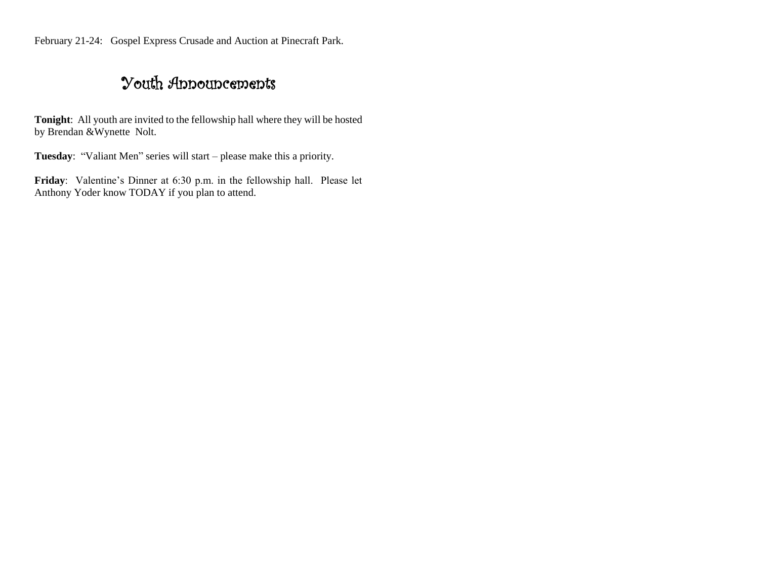February 21-24: Gospel Express Crusade and Auction at Pinecraft Park.

## Youth Announcements

**Tonight**: All youth are invited to the fellowship hall where they will be hosted by Brendan &Wynette Nolt.

**Tuesday**: "Valiant Men" series will start – please make this a priority.

**Friday**: Valentine's Dinner at 6:30 p.m. in the fellowship hall. Please let Anthony Yoder know TODAY if you plan to attend.